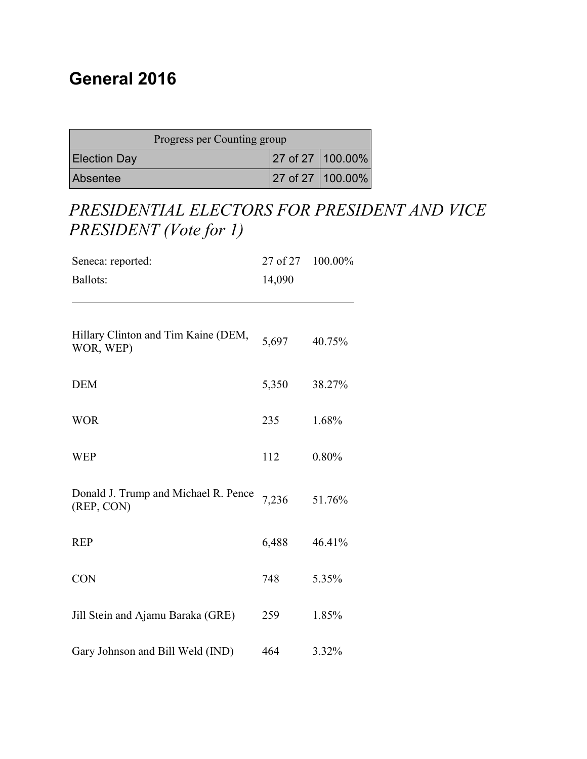## General 2016

| Progress per Counting group | | |
|---|---|---|
| Election Day | 27 of 27 | 100.00% |
| Absentee | 27 of 27 | 100.00% |

### *PRESIDENTIAL ELECTORS FOR PRESIDENT AND VICE PRESIDENT (Vote for 1)*

| | | |
|---|---|---|
| Seneca: reported: | 27 of 27 | 100.00% |
| Ballots: | 14,090 | |

| | | |
|---|---|---|
| Hillary Clinton and Tim Kaine (DEM, WOR, WEP) | 5,697 | 40.75% |
| DEM | 5,350 | 38.27% |
| WOR | 235 | 1.68% |
| WEP | 112 | 0.80% |
| Donald J. Trump and Michael R. Pence (REP, CON) | 7,236 | 51.76% |
| REP | 6,488 | 46.41% |
| CON | 748 | 5.35% |
| Jill Stein and Ajamu Baraka (GRE) | 259 | 1.85% |
| Gary Johnson and Bill Weld (IND) | 464 | 3.32% |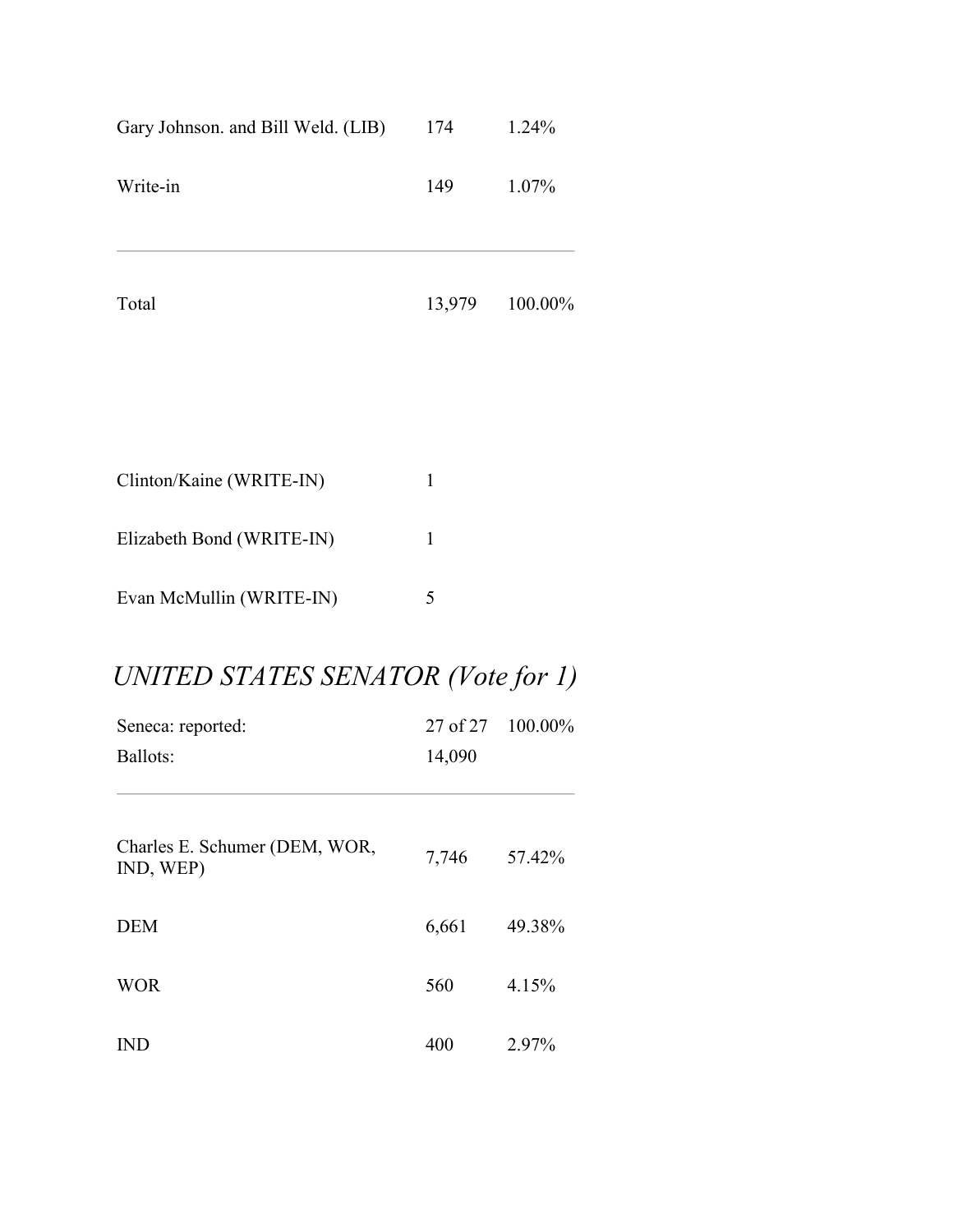| | | |
|---|---|---|
| Gary Johnson. and Bill Weld. (LIB) | 174 | 1.24% |
| Write-in | 149 | 1.07% |
| Total | 13,979 | 100.00% |

| | |
|---|---|
| Clinton/Kaine (WRITE-IN) | 1 |
| Elizabeth Bond (WRITE-IN) | 1 |
| Evan McMullin (WRITE-IN) | 5 |

## *UNITED STATES SENATOR (Vote for 1)*

| | | |
|---|---|---|
| Seneca: reported: | 27 of 27 | 100.00% |
| Ballots: | 14,090 | |

| | | |
|---|---|---|
| Charles E. Schumer (DEM, WOR, IND, WEP) | 7,746 | 57.42% |
| DEM | 6,661 | 49.38% |
| WOR | 560 | 4.15% |
| IND | 400 | 2.97% |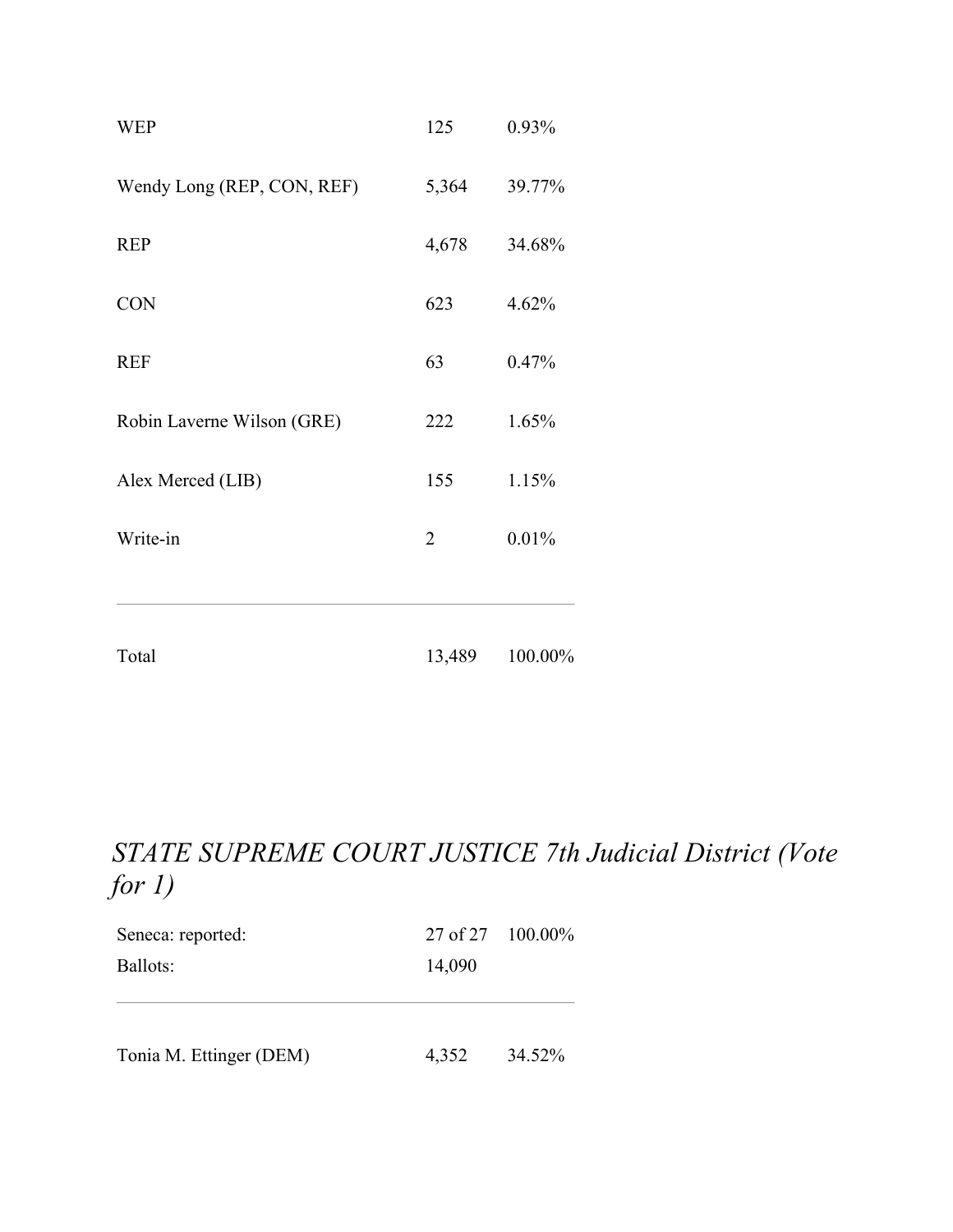| | | |
|---|---|---|
| WEP | 125 | 0.93% |
| Wendy Long (REP, CON, REF) | 5,364 | 39.77% |
| REP | 4,678 | 34.68% |
| CON | 623 | 4.62% |
| REF | 63 | 0.47% |
| Robin Laverne Wilson (GRE) | 222 | 1.65% |
| Alex Merced (LIB) | 155 | 1.15% |
| Write-in | 2 | 0.01% |
| Total | 13,489 | 100.00% |

## *STATE SUPREME COURT JUSTICE 7th Judicial District (Vote for 1)*

| | | |
|---|---|---|
| Seneca: reported: | 27 of 27 | 100.00% |
| Ballots: | 14,090 | |

| | | |
|---|---|---|
| Tonia M. Ettinger (DEM) | 4,352 | 34.52% |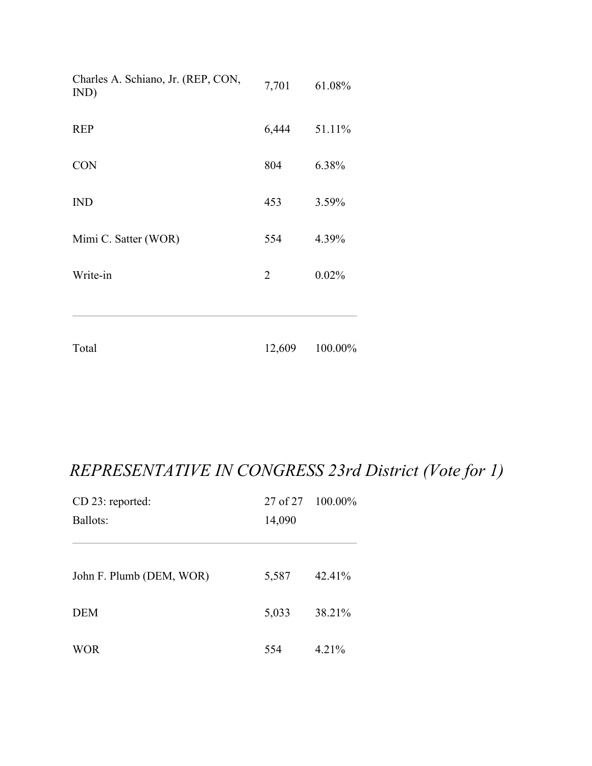| | | |
|---|---|---|
| Charles A. Schiano, Jr. (REP, CON, IND) | 7,701 | 61.08% |
| REP | 6,444 | 51.11% |
| CON | 804 | 6.38% |
| IND | 453 | 3.59% |
| Mimi C. Satter (WOR) | 554 | 4.39% |
| Write-in | 2 | 0.02% |
| Total | 12,609 | 100.00% |

## *REPRESENTATIVE IN CONGRESS 23rd District (Vote for 1)*

| | | |
|---|---|---|
| CD 23: reported: | 27 of 27 | 100.00% |
| Ballots: | 14,090 | |

| | | |
|---|---|---|
| John F. Plumb (DEM, WOR) | 5,587 | 42.41% |
| DEM | 5,033 | 38.21% |
| WOR | 554 | 4.21% |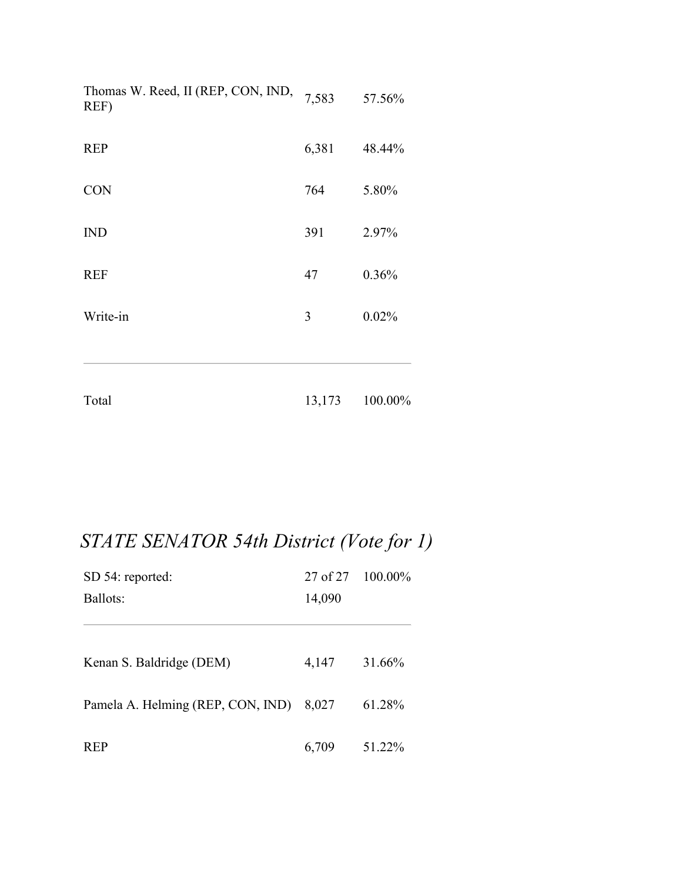| | | |
|---|---|---|
| Thomas W. Reed, II (REP, CON, IND, REF) | 7,583 | 57.56% |
| REP | 6,381 | 48.44% |
| CON | 764 | 5.80% |
| IND | 391 | 2.97% |
| REF | 47 | 0.36% |
| Write-in | 3 | 0.02% |
| Total | 13,173 | 100.00% |

## *STATE SENATOR 54th District (Vote for 1)*

| | | |
|---|---|---|
| SD 54: reported: | 27 of 27 | 100.00% |
| Ballots: | 14,090 | |
| Kenan S. Baldridge (DEM) | 4,147 | 31.66% |
| Pamela A. Helming (REP, CON, IND) | 8,027 | 61.28% |
| REP | 6,709 | 51.22% |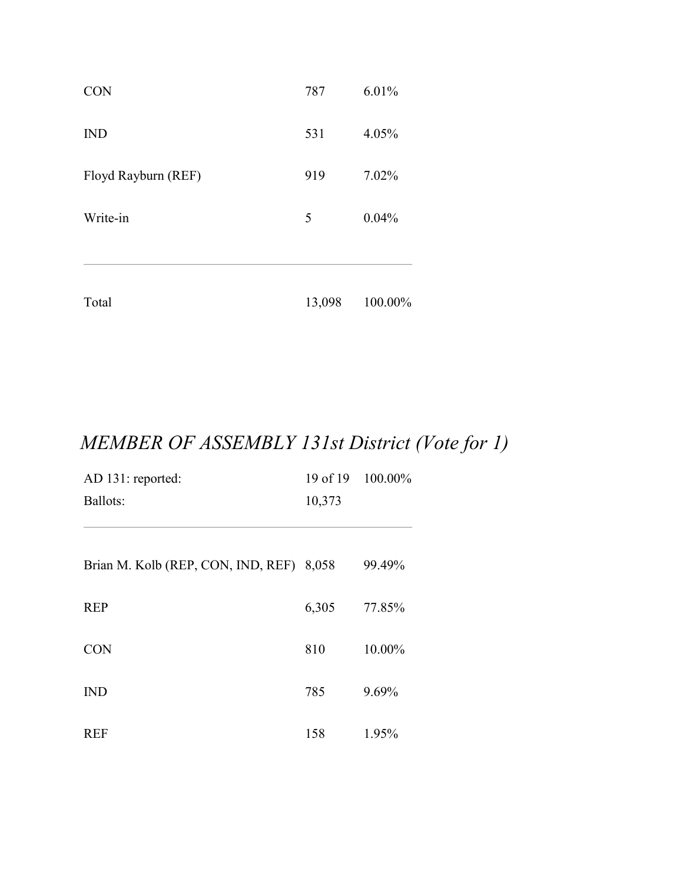| | | |
|---|---|---|
| CON | 787 | 6.01% |
| IND | 531 | 4.05% |
| Floyd Rayburn (REF) | 919 | 7.02% |
| Write-in | 5 | 0.04% |
| Total | 13,098 | 100.00% |

## *MEMBER OF ASSEMBLY 131st District (Vote for 1)*

| | | |
|---|---|---|
| AD 131: reported: | 19 of 19 | 100.00% |
| Ballots: | 10,373 | |

| | | |
|---|---|---|
| Brian M. Kolb (REP, CON, IND, REF) | 8,058 | 99.49% |
| REP | 6,305 | 77.85% |
| CON | 810 | 10.00% |
| IND | 785 | 9.69% |
| REF | 158 | 1.95% |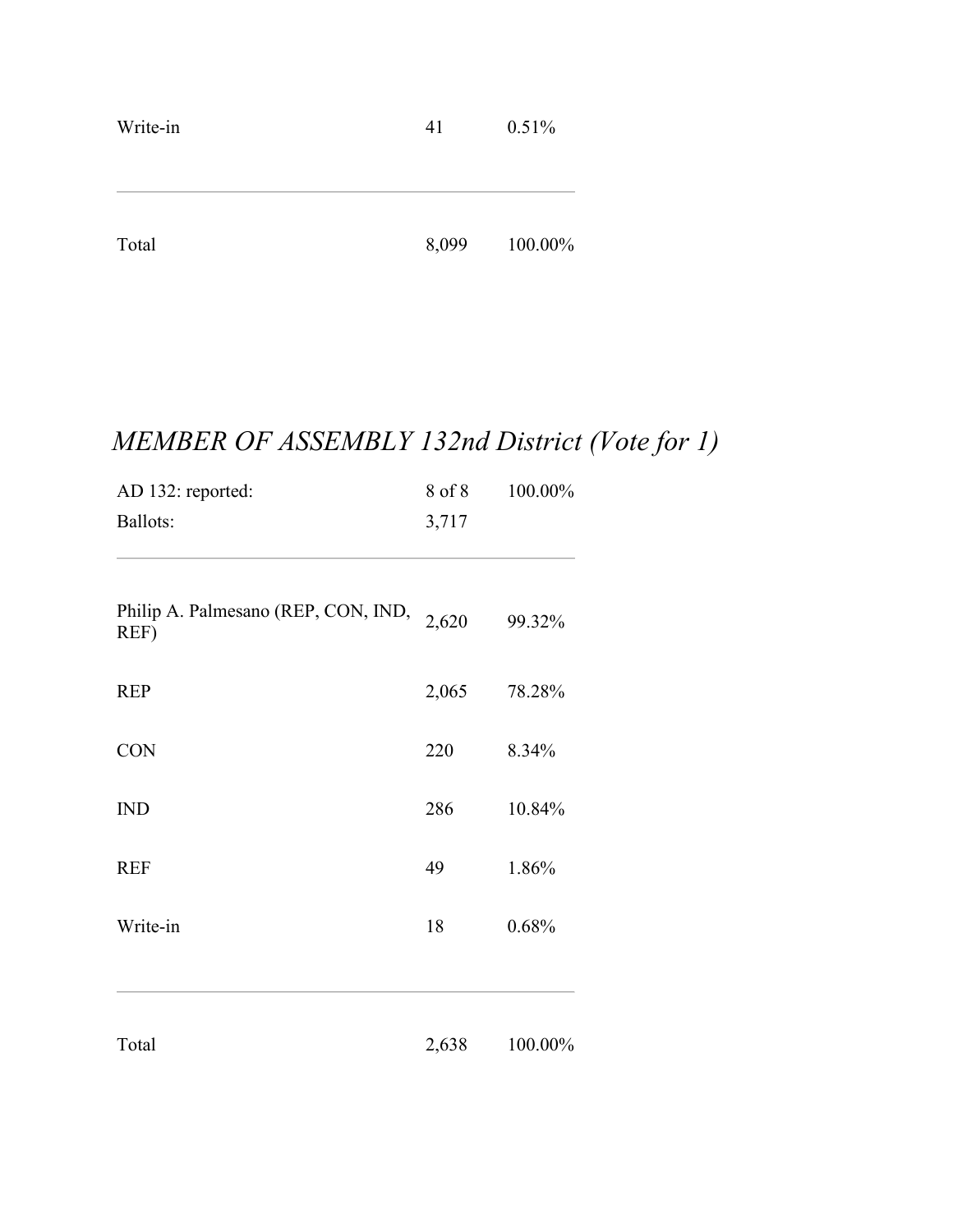| | | |
|---|---|---|
| Write-in | 41 | 0.51% |
| Total | 8,099 | 100.00% |

## *MEMBER OF ASSEMBLY 132nd District (Vote for 1)*

| | | |
|---|---|---|
| AD 132: reported: | 8 of 8 | 100.00% |
| Ballots: | 3,717 | |
| Philip A. Palmesano (REP, CON, IND, REF) | 2,620 | 99.32% |
| REP | 2,065 | 78.28% |
| CON | 220 | 8.34% |
| IND | 286 | 10.84% |
| REF | 49 | 1.86% |
| Write-in | 18 | 0.68% |
| Total | 2,638 | 100.00% |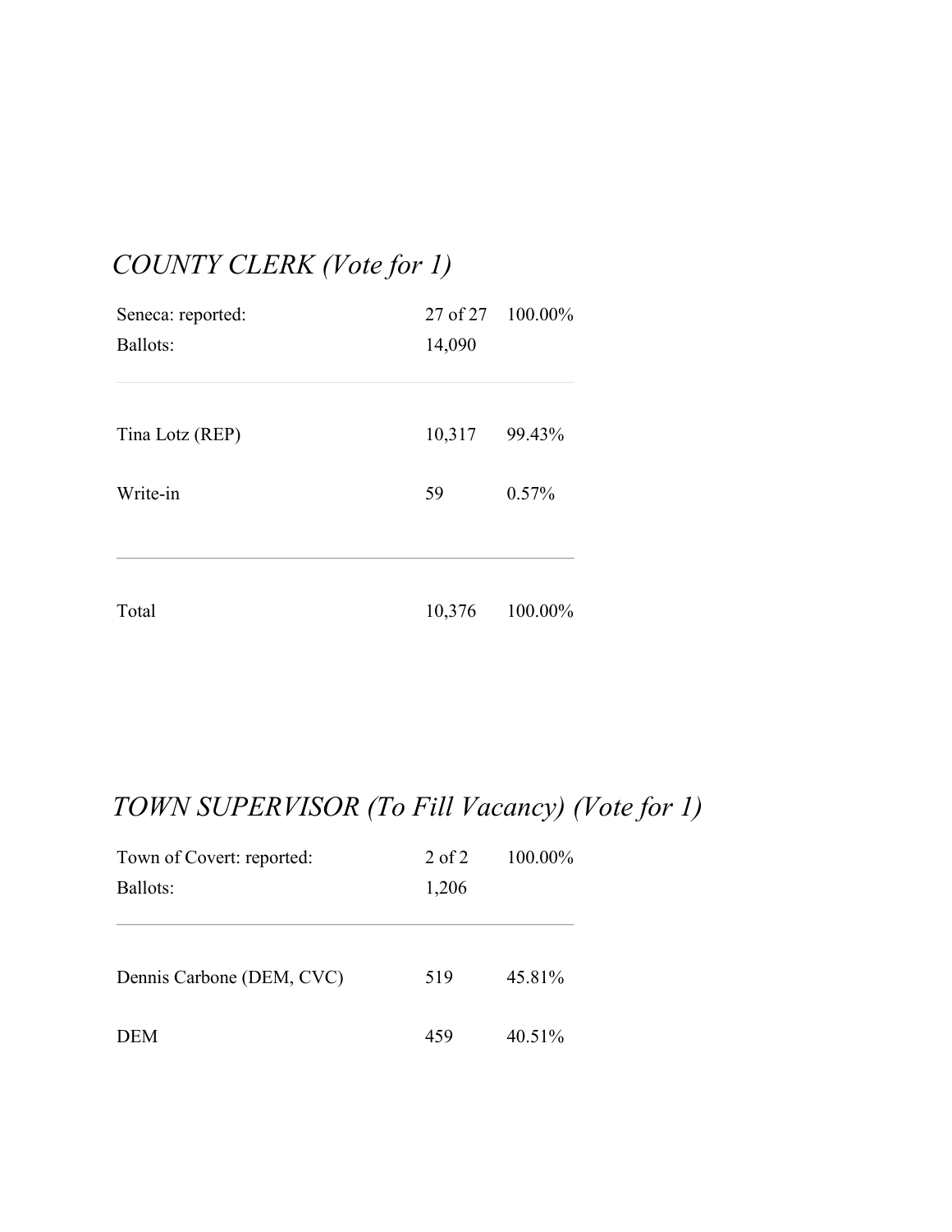## *COUNTY CLERK (Vote for 1)*

| | | |
|---|---|---|
| Seneca: reported: | 27 of 27 | 100.00% |
| Ballots: | 14,090 | |
| Tina Lotz (REP) | 10,317 | 99.43% |
| Write-in | 59 | 0.57% |
| Total | 10,376 | 100.00% |

## *TOWN SUPERVISOR (To Fill Vacancy) (Vote for 1)*

| | | |
|---|---|---|
| Town of Covert: reported: | 2 of 2 | 100.00% |
| Ballots: | 1,206 | |
| Dennis Carbone (DEM, CVC) | 519 | 45.81% |
| DEM | 459 | 40.51% |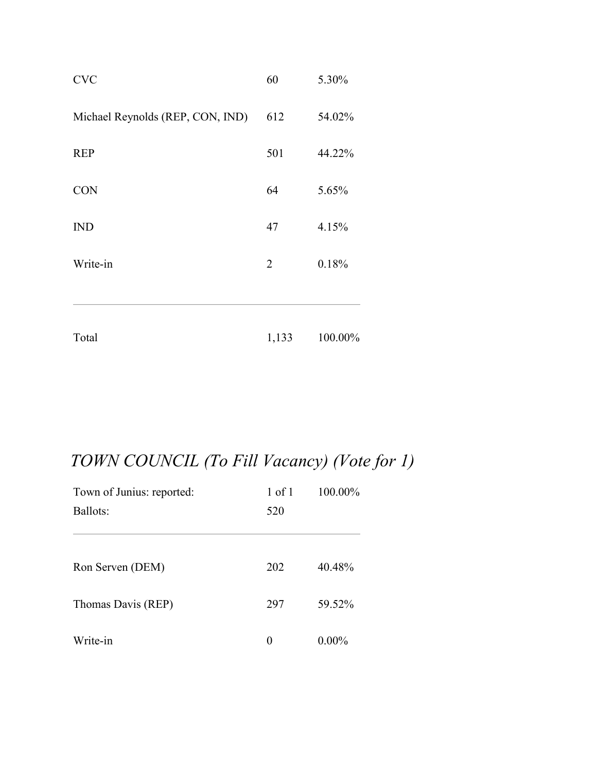| | | |
|---|---|---|
| CVC | 60 | 5.30% |
| Michael Reynolds (REP, CON, IND) | 612 | 54.02% |
| REP | 501 | 44.22% |
| CON | 64 | 5.65% |
| IND | 47 | 4.15% |
| Write-in | 2 | 0.18% |
| Total | 1,133 | 100.00% |

## *TOWN COUNCIL (To Fill Vacancy) (Vote for 1)*

| | | |
|---|---|---|
| Town of Junius: reported: | 1 of 1 | 100.00% |
| Ballots: | 520 | |

| | | |
|---|---|---|
| Ron Serven (DEM) | 202 | 40.48% |
| Thomas Davis (REP) | 297 | 59.52% |
| Write-in | 0 | 0.00% |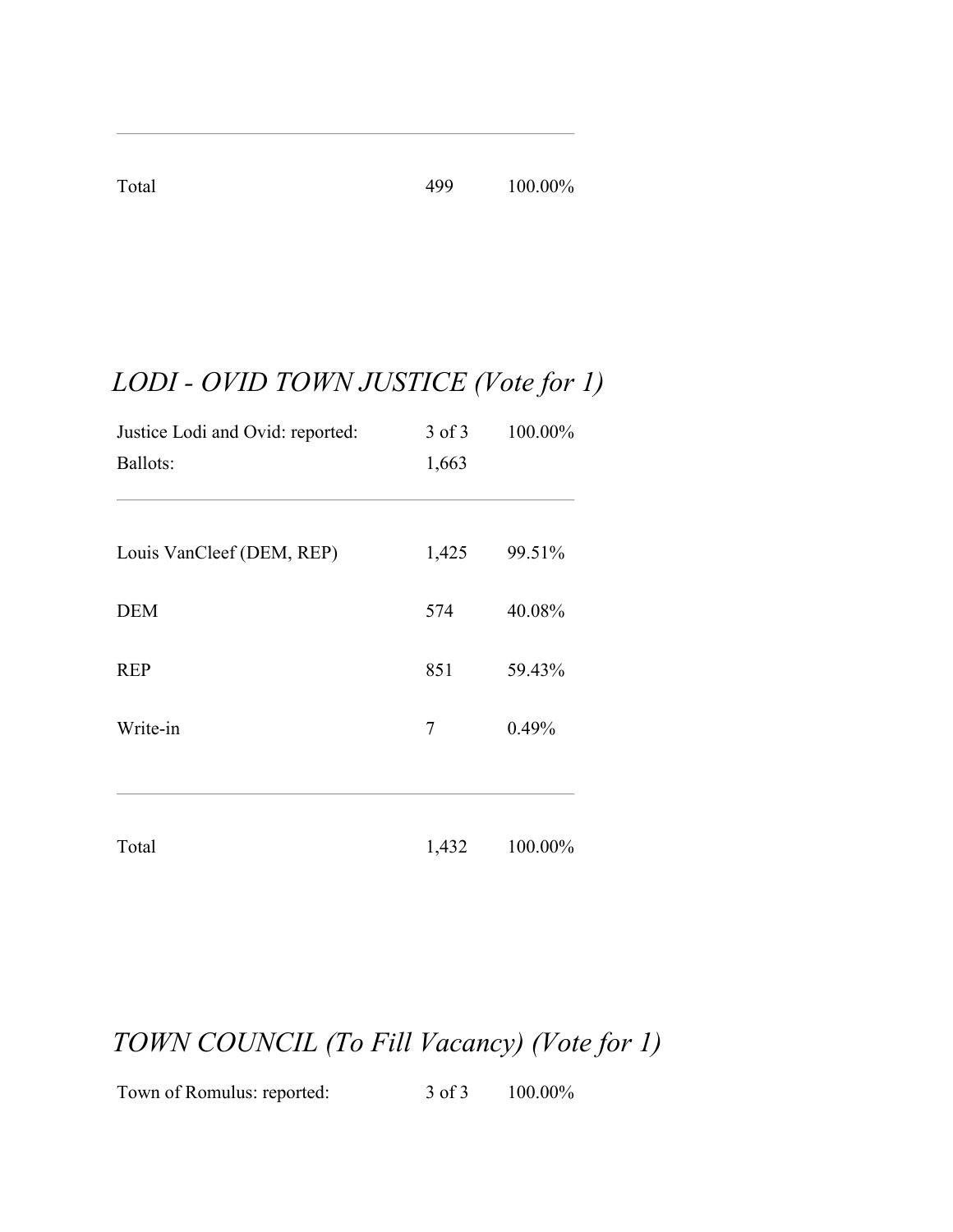| | | |
|---|---|---|
| Total | 499 | 100.00% |

## *LODI - OVID TOWN JUSTICE (Vote for 1)*

| | | |
|---|---|---|
| Justice Lodi and Ovid: reported: | 3 of 3 | 100.00% |
| Ballots: | 1,663 | |

| | | |
|---|---|---|
| Louis VanCleef (DEM, REP) | 1,425 | 99.51% |
| DEM | 574 | 40.08% |
| REP | 851 | 59.43% |
| Write-in | 7 | 0.49% |
| Total | 1,432 | 100.00% |

## *TOWN COUNCIL (To Fill Vacancy) (Vote for 1)*

| | | |
|---|---|---|
| Town of Romulus: reported: | 3 of 3 | 100.00% |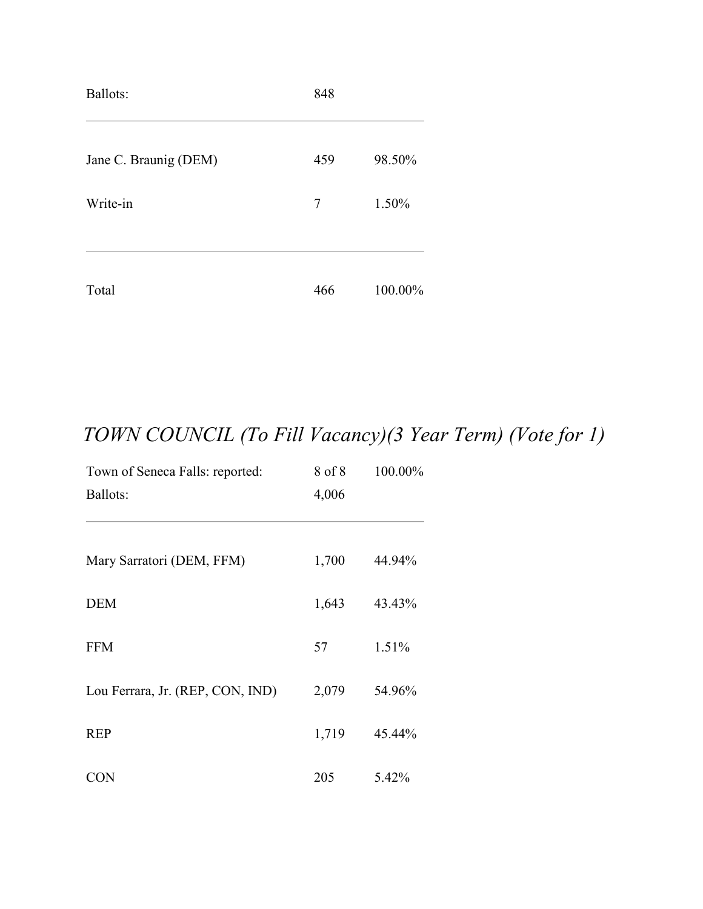| Ballots: | 848 | |
|---|---|---|
| Jane C. Braunig (DEM) | 459 | 98.50% |
| Write-in | 7 | 1.50% |
| Total | 466 | 100.00% |

## *TOWN COUNCIL (To Fill Vacancy)(3 Year Term) (Vote for 1)*

| Town of Seneca Falls: reported: | 8 of 8 | 100.00% |
|---|---|---|
| Ballots: | 4,006 | |
| Mary Sarratori (DEM, FFM) | 1,700 | 44.94% |
| DEM | 1,643 | 43.43% |
| FFM | 57 | 1.51% |
| Lou Ferrara, Jr. (REP, CON, IND) | 2,079 | 54.96% |
| REP | 1,719 | 45.44% |
| CON | 205 | 5.42% |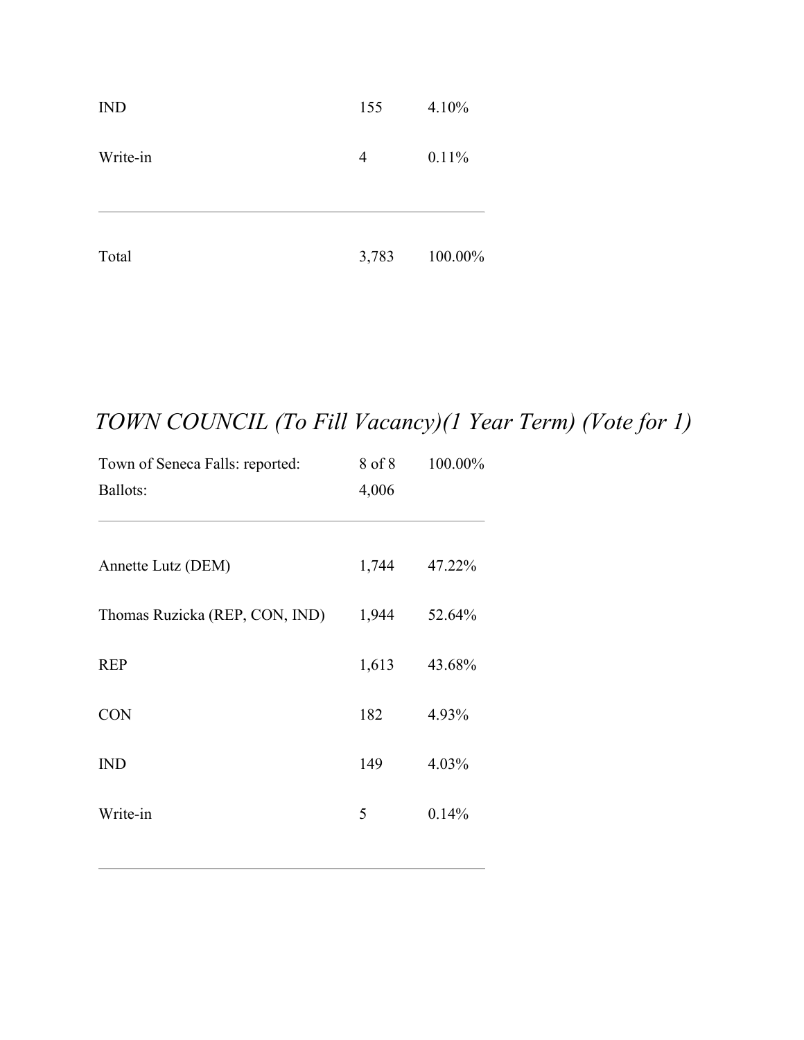| | | |
|---|---|---|
| IND | 155 | 4.10% |
| Write-in | 4 | 0.11% |
| Total | 3,783 | 100.00% |

## *TOWN COUNCIL (To Fill Vacancy)(1 Year Term) (Vote for 1)*

| | | |
|---|---|---|
| Town of Seneca Falls: reported: | 8 of 8 | 100.00% |
| Ballots: | 4,006 | |

| | | |
|---|---|---|
| Annette Lutz (DEM) | 1,744 | 47.22% |
| Thomas Ruzicka (REP, CON, IND) | 1,944 | 52.64% |
| REP | 1,613 | 43.68% |
| CON | 182 | 4.93% |
| IND | 149 | 4.03% |
| Write-in | 5 | 0.14% |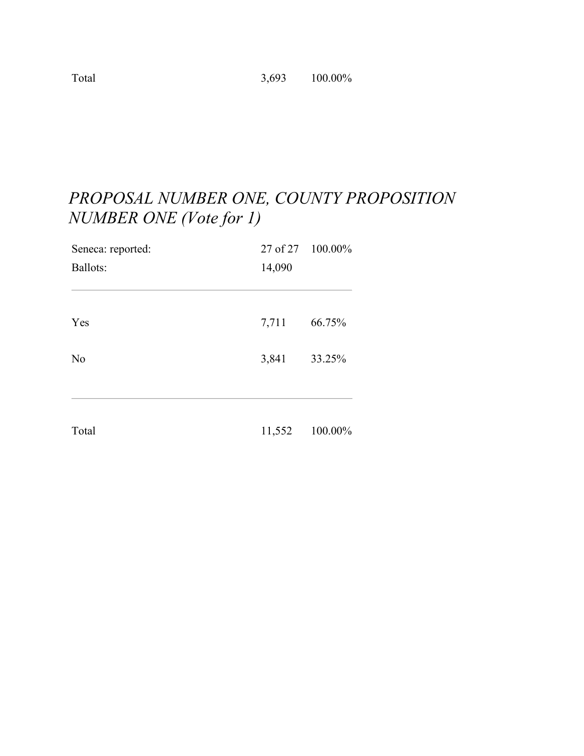| | | |
|---|---|---|
| Total | 3,693 | 100.00% |

## *PROPOSAL NUMBER ONE, COUNTY PROPOSITION NUMBER ONE (Vote for 1)*

| | | |
|---|---|---|
| Seneca: reported: | 27 of 27 | 100.00% |
| Ballots: | 14,090 | |
| Yes | 7,711 | 66.75% |
| No | 3,841 | 33.25% |
| Total | 11,552 | 100.00% |